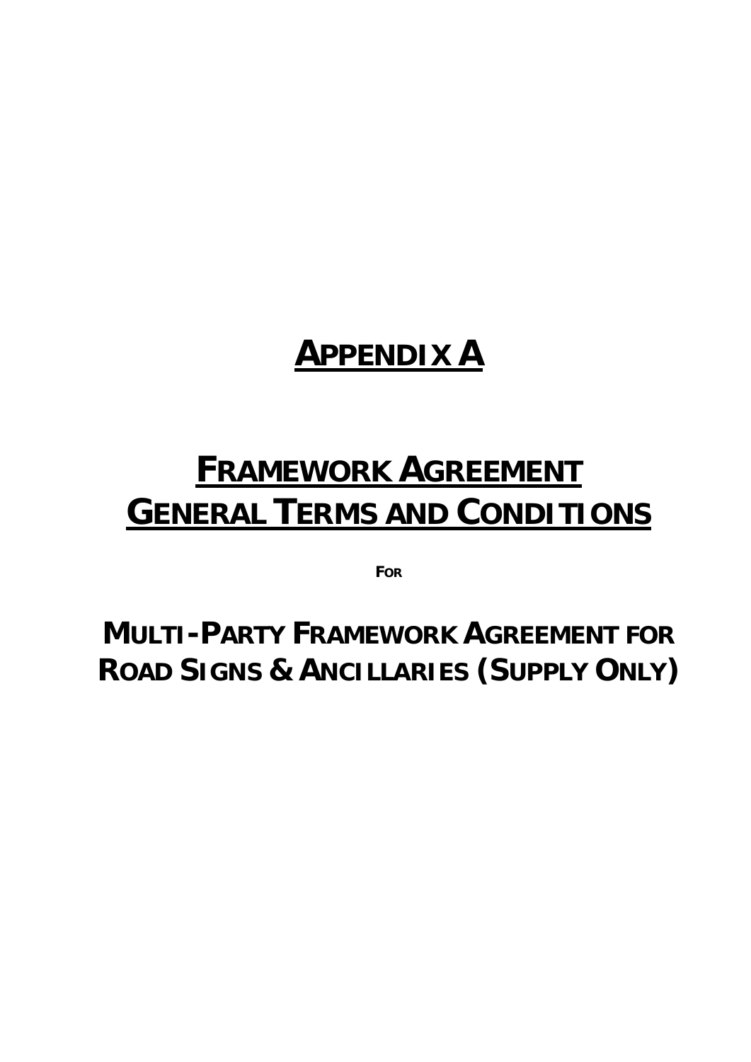# APPENDIX A

# FRAMEWORK AGREEMENT GENERAL TERMS AND CONDITIONS

**FOR**

## MULTI-PARTY FRAMEWORK AGREEMENT FOR ROAD SIGNS & ANCILLARIES (SUPPLY ONLY)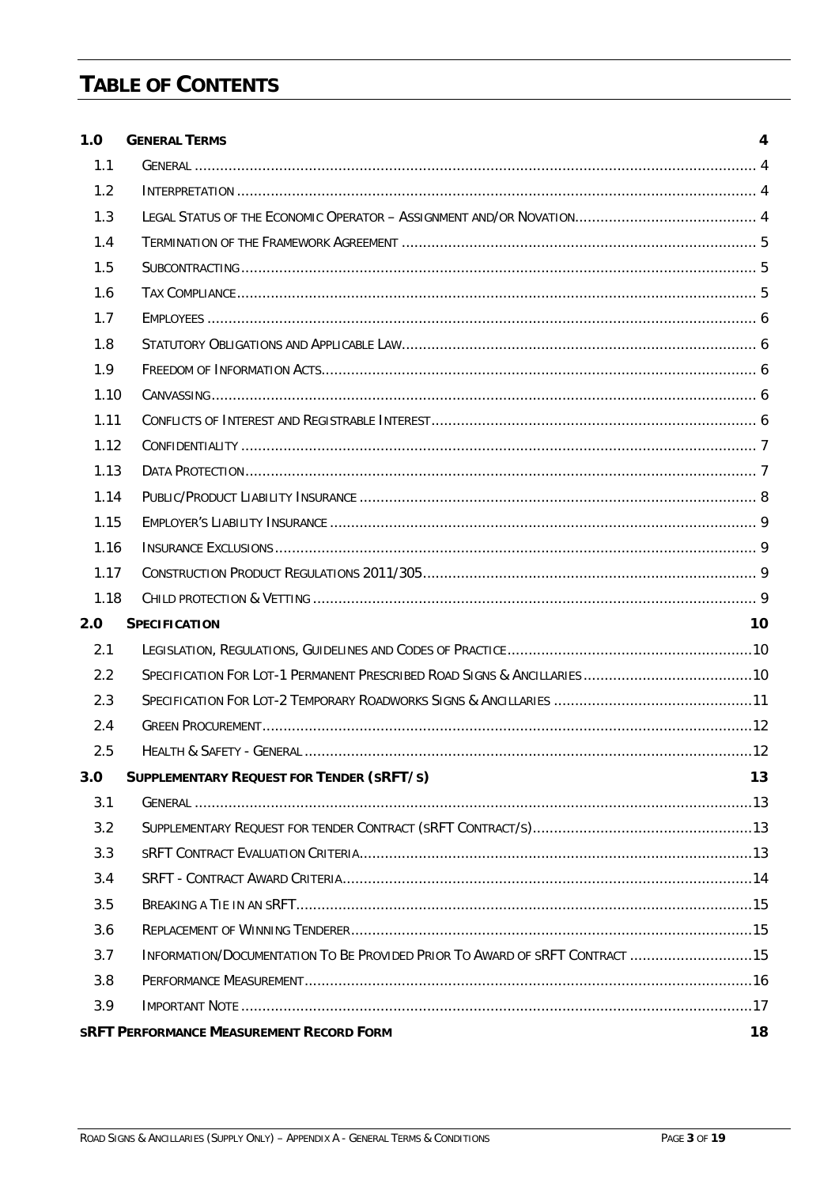# TABLE OF CONTENTS

| | | |
|---|---|---|
| **1.0** | **GENERAL TERMS** | **4** |
| 1.1 | GENERAL | 4 |
| 1.2 | INTERPRETATION | 4 |
| 1.3 | LEGAL STATUS OF THE ECONOMIC OPERATOR – ASSIGNMENT AND/OR NOVATION | 4 |
| 1.4 | TERMINATION OF THE FRAMEWORK AGREEMENT | 5 |
| 1.5 | SUBCONTRACTING | 5 |
| 1.6 | TAX COMPLIANCE | 5 |
| 1.7 | EMPLOYEES | 6 |
| 1.8 | STATUTORY OBLIGATIONS AND APPLICABLE LAW | 6 |
| 1.9 | FREEDOM OF INFORMATION ACTS | 6 |
| 1.10 | CANVASSING | 6 |
| 1.11 | CONFLICTS OF INTEREST AND REGISTRABLE INTEREST | 6 |
| 1.12 | CONFIDENTIALITY | 7 |
| 1.13 | DATA PROTECTION | 7 |
| 1.14 | PUBLIC/PRODUCT LIABILITY INSURANCE | 8 |
| 1.15 | EMPLOYER'S LIABILITY INSURANCE | 9 |
| 1.16 | INSURANCE EXCLUSIONS | 9 |
| 1.17 | CONSTRUCTION PRODUCT REGULATIONS 2011/305 | 9 |
| 1.18 | CHILD PROTECTION & VETTING | 9 |
| **2.0** | **SPECIFICATION** | **10** |
| 2.1 | LEGISLATION, REGULATIONS, GUIDELINES AND CODES OF PRACTICE | 10 |
| 2.2 | SPECIFICATION FOR LOT-1 PERMANENT PRESCRIBED ROAD SIGNS & ANCILLARIES | 10 |
| 2.3 | SPECIFICATION FOR LOT-2 TEMPORARY ROADWORKS SIGNS & ANCILLARIES | 11 |
| 2.4 | GREEN PROCUREMENT | 12 |
| 2.5 | HEALTH & SAFETY - GENERAL | 12 |
| **3.0** | **SUPPLEMENTARY REQUEST FOR TENDER (SRFT/S)** | **13** |
| 3.1 | GENERAL | 13 |
| 3.2 | SUPPLEMENTARY REQUEST FOR TENDER CONTRACT (SRFT CONTRACT/S) | 13 |
| 3.3 | SRFT CONTRACT EVALUATION CRITERIA | 13 |
| 3.4 | SRFT - CONTRACT AWARD CRITERIA | 14 |
| 3.5 | BREAKING A TIE IN AN SRFT | 15 |
| 3.6 | REPLACEMENT OF WINNING TENDERER | 15 |
| 3.7 | INFORMATION/DOCUMENTATION TO BE PROVIDED PRIOR TO AWARD OF SRFT CONTRACT | 15 |
| 3.8 | PERFORMANCE MEASUREMENT | 16 |
| 3.9 | IMPORTANT NOTE | 17 |
| | **SRFT PERFORMANCE MEASUREMENT RECORD FORM** | **18** |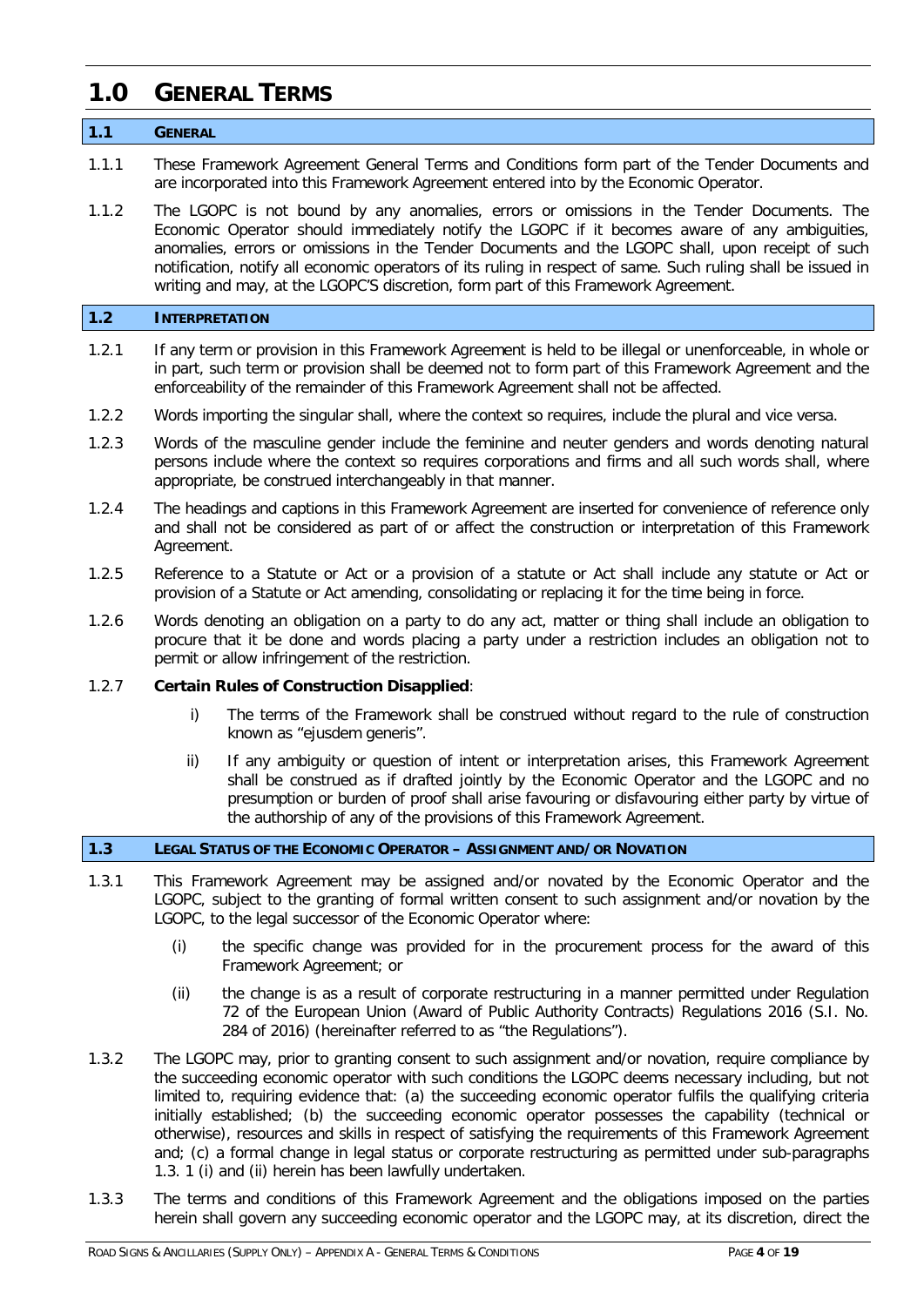# 1.0 GENERAL TERMS

## 1.1 GENERAL

1.1.1 These Framework Agreement General Terms and Conditions form part of the Tender Documents and are incorporated into this Framework Agreement entered into by the Economic Operator.

1.1.2 The LGOPC is not bound by any anomalies, errors or omissions in the Tender Documents. The Economic Operator should immediately notify the LGOPC if it becomes aware of any ambiguities, anomalies, errors or omissions in the Tender Documents and the LGOPC shall, upon receipt of such notification, notify all economic operators of its ruling in respect of same. Such ruling shall be issued in writing and may, at the LGOPC'S discretion, form part of this Framework Agreement.

## 1.2 INTERPRETATION

1.2.1 If any term or provision in this Framework Agreement is held to be illegal or unenforceable, in whole or in part, such term or provision shall be deemed not to form part of this Framework Agreement and the enforceability of the remainder of this Framework Agreement shall not be affected.

1.2.2 Words importing the singular shall, where the context so requires, include the plural and vice versa.

1.2.3 Words of the masculine gender include the feminine and neuter genders and words denoting natural persons include where the context so requires corporations and firms and all such words shall, where appropriate, be construed interchangeably in that manner.

1.2.4 The headings and captions in this Framework Agreement are inserted for convenience of reference only and shall not be considered as part of or affect the construction or interpretation of this Framework Agreement.

1.2.5 Reference to a Statute or Act or a provision of a statute or Act shall include any statute or Act or provision of a Statute or Act amending, consolidating or replacing it for the time being in force.

1.2.6 Words denoting an obligation on a party to do any act, matter or thing shall include an obligation to procure that it be done and words placing a party under a restriction includes an obligation not to permit or allow infringement of the restriction.

1.2.7 **Certain Rules of Construction Disapplied**:

i) The terms of the Framework shall be construed without regard to the rule of construction known as "ejusdem generis".

ii) If any ambiguity or question of intent or interpretation arises, this Framework Agreement shall be construed as if drafted jointly by the Economic Operator and the LGOPC and no presumption or burden of proof shall arise favouring or disfavouring either party by virtue of the authorship of any of the provisions of this Framework Agreement.

## 1.3 LEGAL STATUS OF THE ECONOMIC OPERATOR – ASSIGNMENT AND/OR NOVATION

1.3.1 This Framework Agreement may be assigned and/or novated by the Economic Operator and the LGOPC, subject to the granting of formal written consent to such assignment and/or novation by the LGOPC, to the legal successor of the Economic Operator where:

(i) the specific change was provided for in the procurement process for the award of this Framework Agreement; or

(ii) the change is as a result of corporate restructuring in a manner permitted under Regulation 72 of the European Union (Award of Public Authority Contracts) Regulations 2016 (S.I. No. 284 of 2016) (hereinafter referred to as "the Regulations").

1.3.2 The LGOPC may, prior to granting consent to such assignment and/or novation, require compliance by the succeeding economic operator with such conditions the LGOPC deems necessary including, but not limited to, requiring evidence that: (a) the succeeding economic operator fulfils the qualifying criteria initially established; (b) the succeeding economic operator possesses the capability (technical or otherwise), resources and skills in respect of satisfying the requirements of this Framework Agreement and; (c) a formal change in legal status or corporate restructuring as permitted under sub-paragraphs 1.3. 1 (i) and (ii) herein has been lawfully undertaken.

1.3.3 The terms and conditions of this Framework Agreement and the obligations imposed on the parties herein shall govern any succeeding economic operator and the LGOPC may, at its discretion, direct the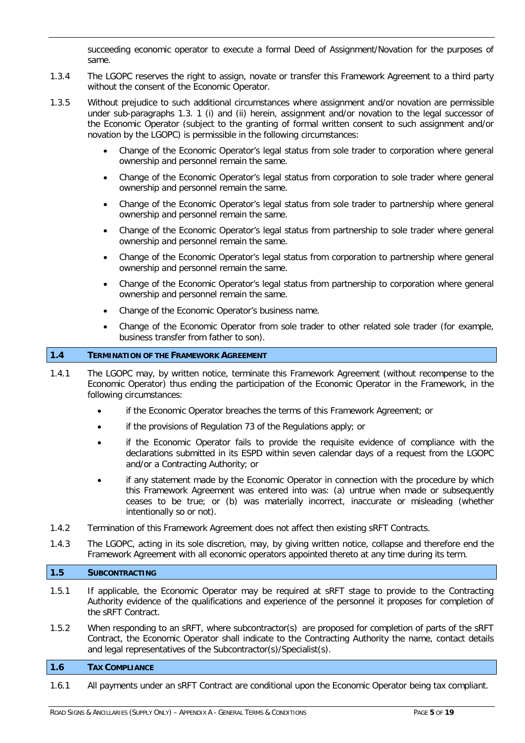succeeding economic operator to execute a formal Deed of Assignment/Novation for the purposes of same.

1.3.4 The LGOPC reserves the right to assign, novate or transfer this Framework Agreement to a third party without the consent of the Economic Operator.

1.3.5 Without prejudice to such additional circumstances where assignment and/or novation are permissible under sub-paragraphs 1.3. 1 (i) and (ii) herein, assignment and/or novation to the legal successor of the Economic Operator (subject to the granting of formal written consent to such assignment and/or novation by the LGOPC) is permissible in the following circumstances:

- Change of the Economic Operator's legal status from sole trader to corporation where general ownership and personnel remain the same.
- Change of the Economic Operator's legal status from corporation to sole trader where general ownership and personnel remain the same.
- Change of the Economic Operator's legal status from sole trader to partnership where general ownership and personnel remain the same.
- Change of the Economic Operator's legal status from partnership to sole trader where general ownership and personnel remain the same.
- Change of the Economic Operator's legal status from corporation to partnership where general ownership and personnel remain the same.
- Change of the Economic Operator's legal status from partnership to corporation where general ownership and personnel remain the same.
- Change of the Economic Operator's business name.
- Change of the Economic Operator from sole trader to other related sole trader (for example, business transfer from father to son).

## 1.4 TERMINATION OF THE FRAMEWORK AGREEMENT

1.4.1 The LGOPC may, by written notice, terminate this Framework Agreement (without recompense to the Economic Operator) thus ending the participation of the Economic Operator in the Framework, in the following circumstances:

- if the Economic Operator breaches the terms of this Framework Agreement; or
- if the provisions of Regulation 73 of the Regulations apply; or
- if the Economic Operator fails to provide the requisite evidence of compliance with the declarations submitted in its ESPD within seven calendar days of a request from the LGOPC and/or a Contracting Authority; or
- if any statement made by the Economic Operator in connection with the procedure by which this Framework Agreement was entered into was: (a) untrue when made or subsequently ceases to be true; or (b) was materially incorrect, inaccurate or misleading (whether intentionally so or not).

1.4.2 Termination of this Framework Agreement does not affect then existing sRFT Contracts.

1.4.3 The LGOPC, acting in its sole discretion, may, by giving written notice, collapse and therefore end the Framework Agreement with all economic operators appointed thereto at any time during its term.

## 1.5 SUBCONTRACTING

1.5.1 If applicable, the Economic Operator may be required at sRFT stage to provide to the Contracting Authority evidence of the qualifications and experience of the personnel it proposes for completion of the sRFT Contract.

1.5.2 When responding to an sRFT, where subcontractor(s) are proposed for completion of parts of the sRFT Contract, the Economic Operator shall indicate to the Contracting Authority the name, contact details and legal representatives of the Subcontractor(s)/Specialist(s).

## 1.6 TAX COMPLIANCE

1.6.1 All payments under an sRFT Contract are conditional upon the Economic Operator being tax compliant.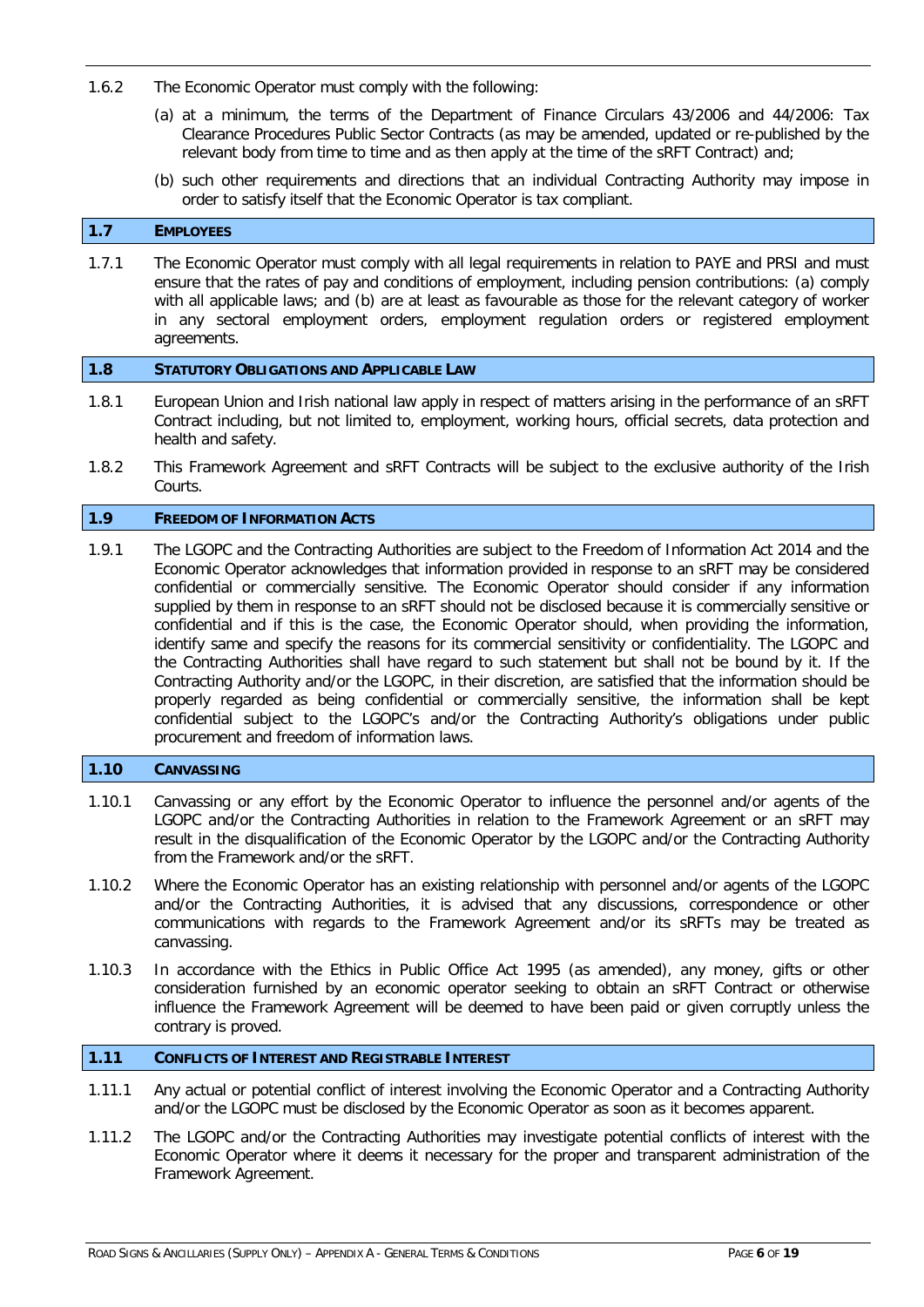1.6.2 The Economic Operator must comply with the following:

(a) at a minimum, the terms of the Department of Finance Circulars 43/2006 and 44/2006: Tax Clearance Procedures Public Sector Contracts (as may be amended, updated or re-published by the relevant body from time to time and as then apply at the time of the sRFT Contract) and;

(b) such other requirements and directions that an individual Contracting Authority may impose in order to satisfy itself that the Economic Operator is tax compliant.

## 1.7 EMPLOYEES

1.7.1 The Economic Operator must comply with all legal requirements in relation to PAYE and PRSI and must ensure that the rates of pay and conditions of employment, including pension contributions: (a) comply with all applicable laws; and (b) are at least as favourable as those for the relevant category of worker in any sectoral employment orders, employment regulation orders or registered employment agreements.

## 1.8 STATUTORY OBLIGATIONS AND APPLICABLE LAW

1.8.1 European Union and Irish national law apply in respect of matters arising in the performance of an sRFT Contract including, but not limited to, employment, working hours, official secrets, data protection and health and safety.

1.8.2 This Framework Agreement and sRFT Contracts will be subject to the exclusive authority of the Irish Courts.

## 1.9 FREEDOM OF INFORMATION ACTS

1.9.1 The LGOPC and the Contracting Authorities are subject to the Freedom of Information Act 2014 and the Economic Operator acknowledges that information provided in response to an sRFT may be considered confidential or commercially sensitive. The Economic Operator should consider if any information supplied by them in response to an sRFT should not be disclosed because it is commercially sensitive or confidential and if this is the case, the Economic Operator should, when providing the information, identify same and specify the reasons for its commercial sensitivity or confidentiality. The LGOPC and the Contracting Authorities shall have regard to such statement but shall not be bound by it. If the Contracting Authority and/or the LGOPC, in their discretion, are satisfied that the information should be properly regarded as being confidential or commercially sensitive, the information shall be kept confidential subject to the LGOPC's and/or the Contracting Authority's obligations under public procurement and freedom of information laws.

## 1.10 CANVASSING

1.10.1 Canvassing or any effort by the Economic Operator to influence the personnel and/or agents of the LGOPC and/or the Contracting Authorities in relation to the Framework Agreement or an sRFT may result in the disqualification of the Economic Operator by the LGOPC and/or the Contracting Authority from the Framework and/or the sRFT.

1.10.2 Where the Economic Operator has an existing relationship with personnel and/or agents of the LGOPC and/or the Contracting Authorities, it is advised that any discussions, correspondence or other communications with regards to the Framework Agreement and/or its sRFTs may be treated as canvassing.

1.10.3 In accordance with the Ethics in Public Office Act 1995 (as amended), any money, gifts or other consideration furnished by an economic operator seeking to obtain an sRFT Contract or otherwise influence the Framework Agreement will be deemed to have been paid or given corruptly unless the contrary is proved.

## 1.11 CONFLICTS OF INTEREST AND REGISTRABLE INTEREST

1.11.1 Any actual or potential conflict of interest involving the Economic Operator and a Contracting Authority and/or the LGOPC must be disclosed by the Economic Operator as soon as it becomes apparent.

1.11.2 The LGOPC and/or the Contracting Authorities may investigate potential conflicts of interest with the Economic Operator where it deems it necessary for the proper and transparent administration of the Framework Agreement.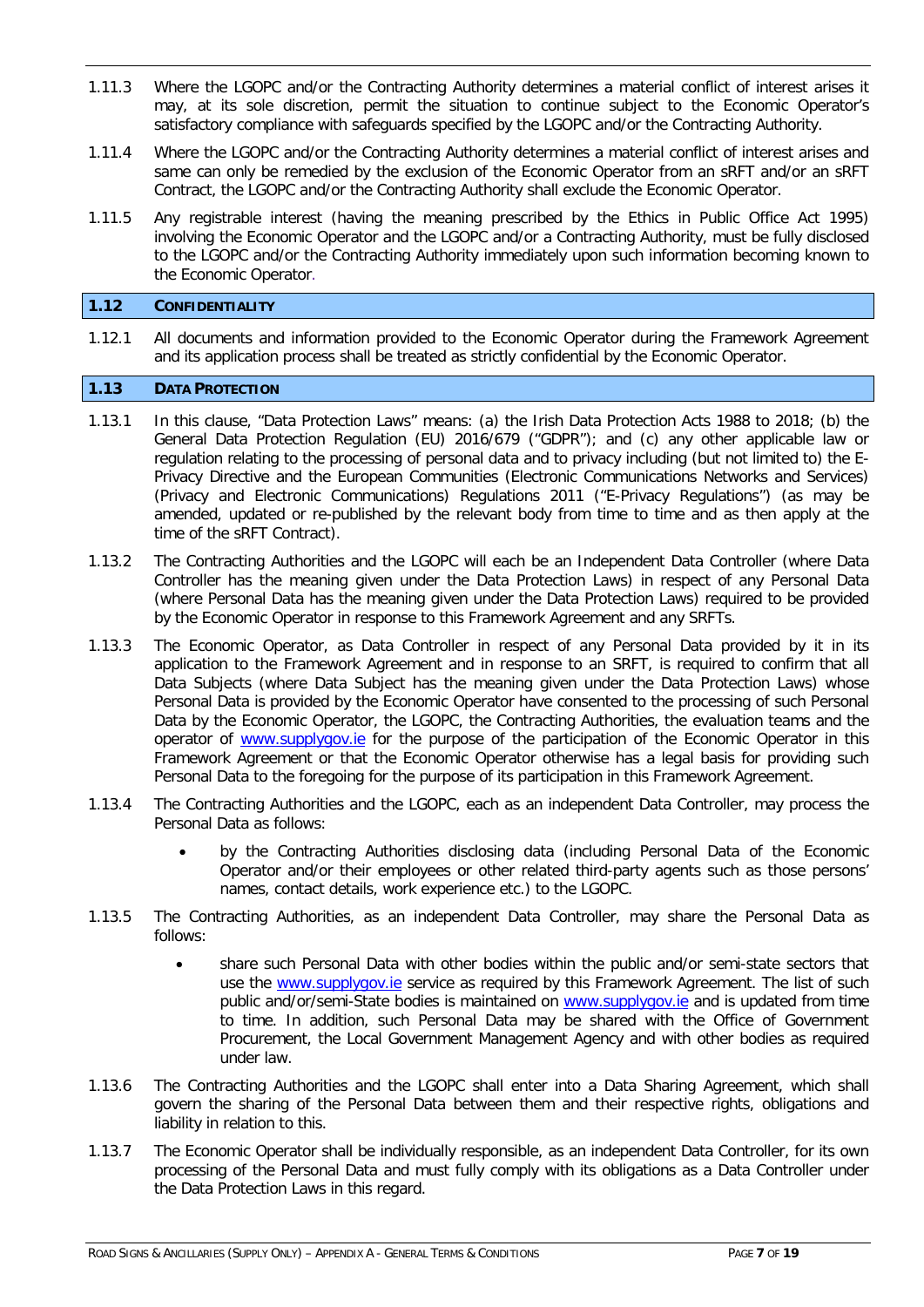1.11.3 Where the LGOPC and/or the Contracting Authority determines a material conflict of interest arises it may, at its sole discretion, permit the situation to continue subject to the Economic Operator's satisfactory compliance with safeguards specified by the LGOPC and/or the Contracting Authority.

1.11.4 Where the LGOPC and/or the Contracting Authority determines a material conflict of interest arises and same can only be remedied by the exclusion of the Economic Operator from an sRFT and/or an sRFT Contract, the LGOPC and/or the Contracting Authority shall exclude the Economic Operator.

1.11.5 Any registrable interest (having the meaning prescribed by the Ethics in Public Office Act 1995) involving the Economic Operator and the LGOPC and/or a Contracting Authority, must be fully disclosed to the LGOPC and/or the Contracting Authority immediately upon such information becoming known to the Economic Operator.

## 1.12 CONFIDENTIALITY

1.12.1 All documents and information provided to the Economic Operator during the Framework Agreement and its application process shall be treated as strictly confidential by the Economic Operator.

## 1.13 DATA PROTECTION

1.13.1 In this clause, "Data Protection Laws" means: (a) the Irish Data Protection Acts 1988 to 2018; (b) the General Data Protection Regulation (EU) 2016/679 ("GDPR"); and (c) any other applicable law or regulation relating to the processing of personal data and to privacy including (but not limited to) the E-Privacy Directive and the European Communities (Electronic Communications Networks and Services) (Privacy and Electronic Communications) Regulations 2011 ("E-Privacy Regulations") (as may be amended, updated or re-published by the relevant body from time to time and as then apply at the time of the sRFT Contract).

1.13.2 The Contracting Authorities and the LGOPC will each be an Independent Data Controller (where Data Controller has the meaning given under the Data Protection Laws) in respect of any Personal Data (where Personal Data has the meaning given under the Data Protection Laws) required to be provided by the Economic Operator in response to this Framework Agreement and any SRFTs.

1.13.3 The Economic Operator, as Data Controller in respect of any Personal Data provided by it in its application to the Framework Agreement and in response to an SRFT, is required to confirm that all Data Subjects (where Data Subject has the meaning given under the Data Protection Laws) whose Personal Data is provided by the Economic Operator have consented to the processing of such Personal Data by the Economic Operator, the LGOPC, the Contracting Authorities, the evaluation teams and the operator of www.supplygov.ie for the purpose of the participation of the Economic Operator in this Framework Agreement or that the Economic Operator otherwise has a legal basis for providing such Personal Data to the foregoing for the purpose of its participation in this Framework Agreement.

1.13.4 The Contracting Authorities and the LGOPC, each as an independent Data Controller, may process the Personal Data as follows:

- by the Contracting Authorities disclosing data (including Personal Data of the Economic Operator and/or their employees or other related third-party agents such as those persons' names, contact details, work experience etc.) to the LGOPC.

1.13.5 The Contracting Authorities, as an independent Data Controller, may share the Personal Data as follows:

- share such Personal Data with other bodies within the public and/or semi-state sectors that use the www.supplygov.ie service as required by this Framework Agreement. The list of such public and/or/semi-State bodies is maintained on www.supplygov.ie and is updated from time to time. In addition, such Personal Data may be shared with the Office of Government Procurement, the Local Government Management Agency and with other bodies as required under law.

1.13.6 The Contracting Authorities and the LGOPC shall enter into a Data Sharing Agreement, which shall govern the sharing of the Personal Data between them and their respective rights, obligations and liability in relation to this.

1.13.7 The Economic Operator shall be individually responsible, as an independent Data Controller, for its own processing of the Personal Data and must fully comply with its obligations as a Data Controller under the Data Protection Laws in this regard.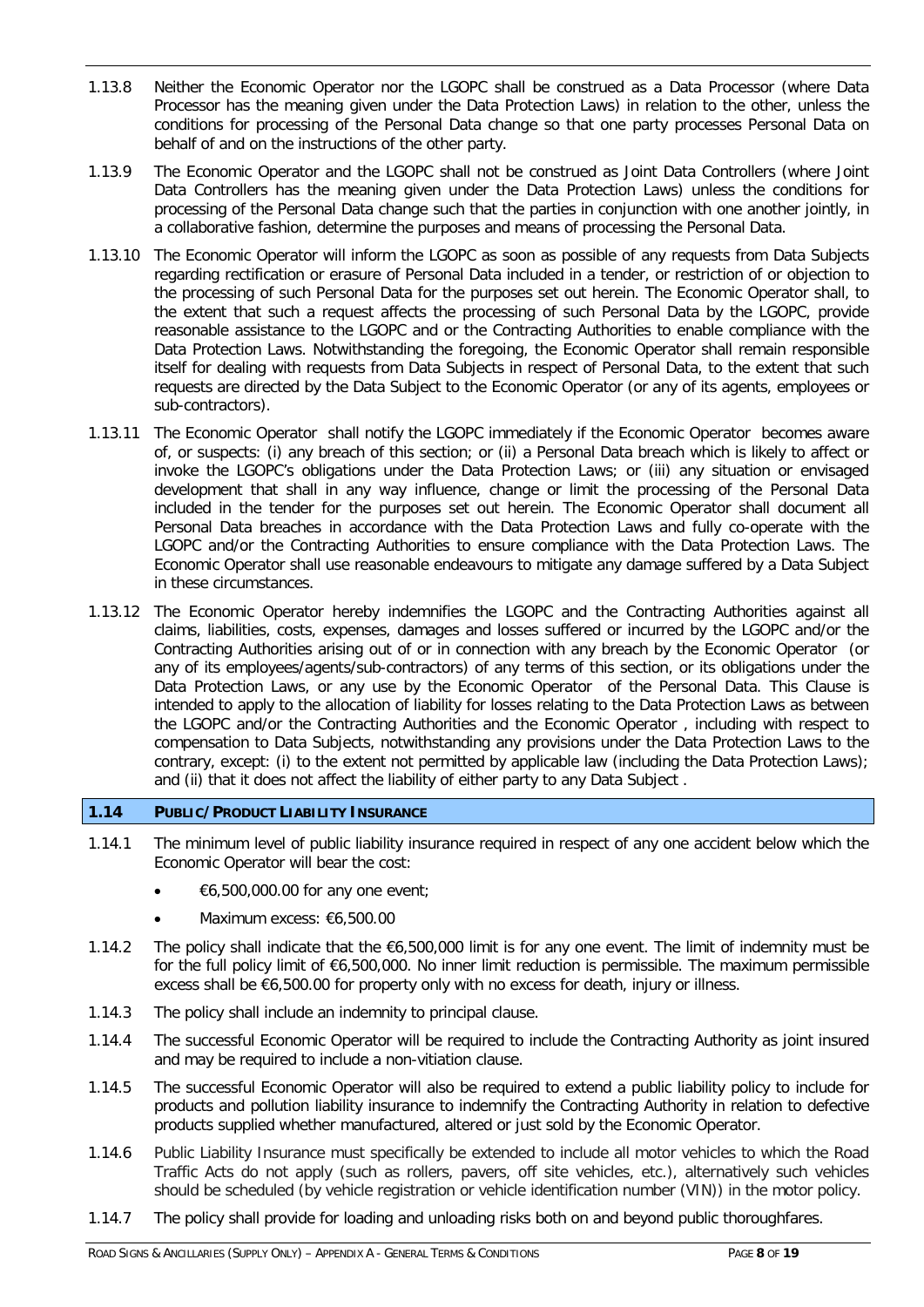1.13.8 Neither the Economic Operator nor the LGOPC shall be construed as a Data Processor (where Data Processor has the meaning given under the Data Protection Laws) in relation to the other, unless the conditions for processing of the Personal Data change so that one party processes Personal Data on behalf of and on the instructions of the other party.

1.13.9 The Economic Operator and the LGOPC shall not be construed as Joint Data Controllers (where Joint Data Controllers has the meaning given under the Data Protection Laws) unless the conditions for processing of the Personal Data change such that the parties in conjunction with one another jointly, in a collaborative fashion, determine the purposes and means of processing the Personal Data.

1.13.10 The Economic Operator will inform the LGOPC as soon as possible of any requests from Data Subjects regarding rectification or erasure of Personal Data included in a tender, or restriction of or objection to the processing of such Personal Data for the purposes set out herein. The Economic Operator shall, to the extent that such a request affects the processing of such Personal Data by the LGOPC, provide reasonable assistance to the LGOPC and or the Contracting Authorities to enable compliance with the Data Protection Laws. Notwithstanding the foregoing, the Economic Operator shall remain responsible itself for dealing with requests from Data Subjects in respect of Personal Data, to the extent that such requests are directed by the Data Subject to the Economic Operator (or any of its agents, employees or sub-contractors).

1.13.11 The Economic Operator shall notify the LGOPC immediately if the Economic Operator becomes aware of, or suspects: (i) any breach of this section; or (ii) a Personal Data breach which is likely to affect or invoke the LGOPC's obligations under the Data Protection Laws; or (iii) any situation or envisaged development that shall in any way influence, change or limit the processing of the Personal Data included in the tender for the purposes set out herein. The Economic Operator shall document all Personal Data breaches in accordance with the Data Protection Laws and fully co-operate with the LGOPC and/or the Contracting Authorities to ensure compliance with the Data Protection Laws. The Economic Operator shall use reasonable endeavours to mitigate any damage suffered by a Data Subject in these circumstances.

1.13.12 The Economic Operator hereby indemnifies the LGOPC and the Contracting Authorities against all claims, liabilities, costs, expenses, damages and losses suffered or incurred by the LGOPC and/or the Contracting Authorities arising out of or in connection with any breach by the Economic Operator (or any of its employees/agents/sub-contractors) of any terms of this section, or its obligations under the Data Protection Laws, or any use by the Economic Operator of the Personal Data. This Clause is intended to apply to the allocation of liability for losses relating to the Data Protection Laws as between the LGOPC and/or the Contracting Authorities and the Economic Operator , including with respect to compensation to Data Subjects, notwithstanding any provisions under the Data Protection Laws to the contrary, except: (i) to the extent not permitted by applicable law (including the Data Protection Laws); and (ii) that it does not affect the liability of either party to any Data Subject .

## 1.14 PUBLIC/PRODUCT LIABILITY INSURANCE

1.14.1 The minimum level of public liability insurance required in respect of any one accident below which the Economic Operator will bear the cost:

- €6,500,000.00 for any one event;
- Maximum excess: €6,500.00

1.14.2 The policy shall indicate that the €6,500,000 limit is for any one event. The limit of indemnity must be for the full policy limit of €6,500,000. No inner limit reduction is permissible. The maximum permissible excess shall be €6,500.00 for property only with no excess for death, injury or illness.

1.14.3 The policy shall include an indemnity to principal clause.

1.14.4 The successful Economic Operator will be required to include the Contracting Authority as joint insured and may be required to include a non-vitiation clause.

1.14.5 The successful Economic Operator will also be required to extend a public liability policy to include for products and pollution liability insurance to indemnify the Contracting Authority in relation to defective products supplied whether manufactured, altered or just sold by the Economic Operator.

1.14.6 Public Liability Insurance must specifically be extended to include all motor vehicles to which the Road Traffic Acts do not apply (such as rollers, pavers, off site vehicles, etc.), alternatively such vehicles should be scheduled (by vehicle registration or vehicle identification number (VIN)) in the motor policy.

1.14.7 The policy shall provide for loading and unloading risks both on and beyond public thoroughfares.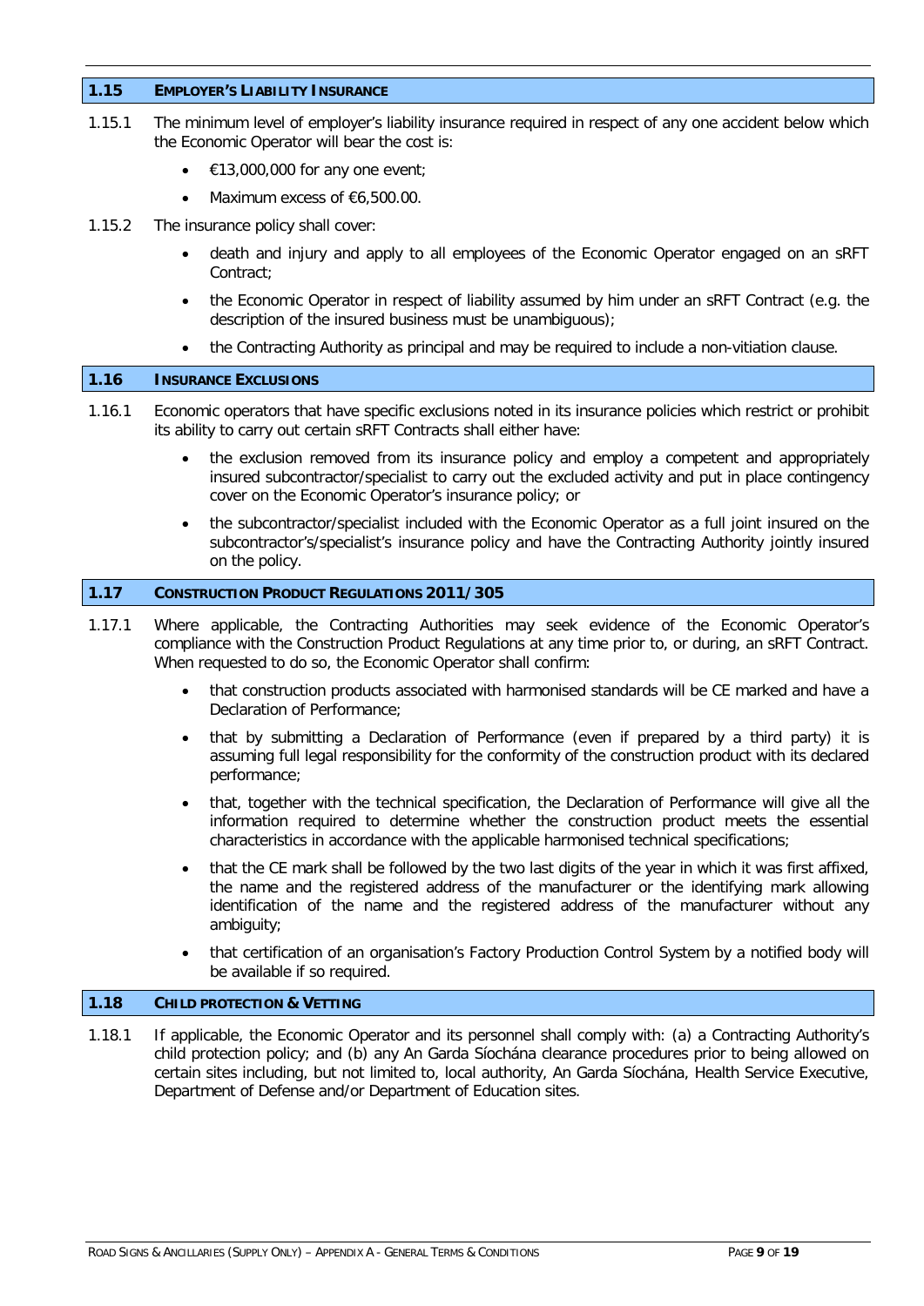## 1.15 EMPLOYER'S LIABILITY INSURANCE

1.15.1 The minimum level of employer's liability insurance required in respect of any one accident below which the Economic Operator will bear the cost is:

- €13,000,000 for any one event;
- Maximum excess of €6,500.00.

1.15.2 The insurance policy shall cover:

- death and injury and apply to all employees of the Economic Operator engaged on an sRFT Contract;
- the Economic Operator in respect of liability assumed by him under an sRFT Contract (e.g. the description of the insured business must be unambiguous);
- the Contracting Authority as principal and may be required to include a non-vitiation clause.

## 1.16 INSURANCE EXCLUSIONS

1.16.1 Economic operators that have specific exclusions noted in its insurance policies which restrict or prohibit its ability to carry out certain sRFT Contracts shall either have:

- the exclusion removed from its insurance policy and employ a competent and appropriately insured subcontractor/specialist to carry out the excluded activity and put in place contingency cover on the Economic Operator's insurance policy; or
- the subcontractor/specialist included with the Economic Operator as a full joint insured on the subcontractor's/specialist's insurance policy and have the Contracting Authority jointly insured on the policy.

## 1.17 CONSTRUCTION PRODUCT REGULATIONS 2011/305

1.17.1 Where applicable, the Contracting Authorities may seek evidence of the Economic Operator's compliance with the Construction Product Regulations at any time prior to, or during, an sRFT Contract. When requested to do so, the Economic Operator shall confirm:

- that construction products associated with harmonised standards will be CE marked and have a Declaration of Performance;
- that by submitting a Declaration of Performance (even if prepared by a third party) it is assuming full legal responsibility for the conformity of the construction product with its declared performance;
- that, together with the technical specification, the Declaration of Performance will give all the information required to determine whether the construction product meets the essential characteristics in accordance with the applicable harmonised technical specifications;
- that the CE mark shall be followed by the two last digits of the year in which it was first affixed, the name and the registered address of the manufacturer or the identifying mark allowing identification of the name and the registered address of the manufacturer without any ambiguity;
- that certification of an organisation's Factory Production Control System by a notified body will be available if so required.

## 1.18 CHILD PROTECTION & VETTING

1.18.1 If applicable, the Economic Operator and its personnel shall comply with: (a) a Contracting Authority's child protection policy; and (b) any An Garda Síochána clearance procedures prior to being allowed on certain sites including, but not limited to, local authority, An Garda Síochána, Health Service Executive, Department of Defense and/or Department of Education sites.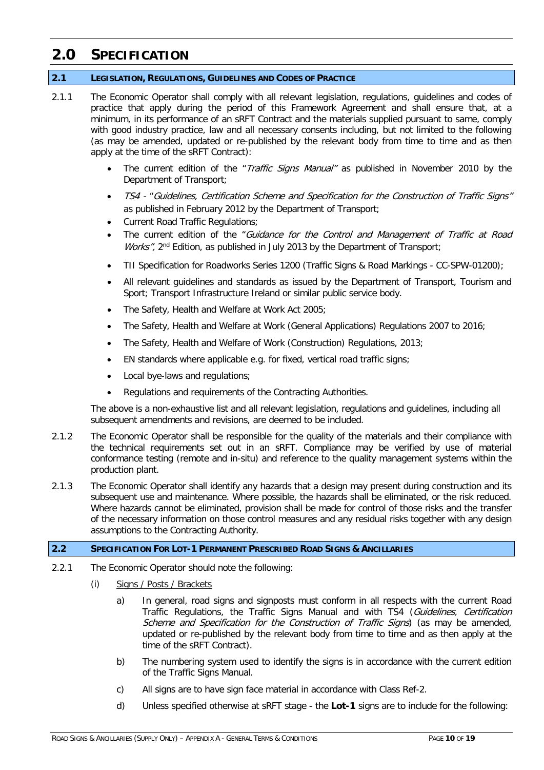# 2.0 SPECIFICATION

## 2.1 LEGISLATION, REGULATIONS, GUIDELINES AND CODES OF PRACTICE

2.1.1 The Economic Operator shall comply with all relevant legislation, regulations, guidelines and codes of practice that apply during the period of this Framework Agreement and shall ensure that, at a minimum, in its performance of an sRFT Contract and the materials supplied pursuant to same, comply with good industry practice, law and all necessary consents including, but not limited to the following (as may be amended, updated or re-published by the relevant body from time to time and as then apply at the time of the sRFT Contract):

- The current edition of the "*Traffic Signs Manual*" as published in November 2010 by the Department of Transport;
- *TS4* - "*Guidelines, Certification Scheme and Specification for the Construction of Traffic Signs*" as published in February 2012 by the Department of Transport;
- Current Road Traffic Regulations;
- The current edition of the "*Guidance for the Control and Management of Traffic at Road Works*", 2nd Edition, as published in July 2013 by the Department of Transport;
- TII Specification for Roadworks Series 1200 (Traffic Signs & Road Markings - CC-SPW-01200);
- All relevant guidelines and standards as issued by the Department of Transport, Tourism and Sport; Transport Infrastructure Ireland or similar public service body.
- The Safety, Health and Welfare at Work Act 2005;
- The Safety, Health and Welfare at Work (General Applications) Regulations 2007 to 2016;
- The Safety, Health and Welfare of Work (Construction) Regulations, 2013;
- EN standards where applicable e.g. for fixed, vertical road traffic signs;
- Local bye-laws and regulations;
- Regulations and requirements of the Contracting Authorities.

The above is a non-exhaustive list and all relevant legislation, regulations and guidelines, including all subsequent amendments and revisions, are deemed to be included.

2.1.2 The Economic Operator shall be responsible for the quality of the materials and their compliance with the technical requirements set out in an sRFT. Compliance may be verified by use of material conformance testing (remote and in-situ) and reference to the quality management systems within the production plant.

2.1.3 The Economic Operator shall identify any hazards that a design may present during construction and its subsequent use and maintenance. Where possible, the hazards shall be eliminated, or the risk reduced. Where hazards cannot be eliminated, provision shall be made for control of those risks and the transfer of the necessary information on those control measures and any residual risks together with any design assumptions to the Contracting Authority.

## 2.2 SPECIFICATION FOR LOT-1 PERMANENT PRESCRIBED ROAD SIGNS & ANCILLARIES

2.2.1 The Economic Operator should note the following:

(i) Signs / Posts / Brackets

a) In general, road signs and signposts must conform in all respects with the current Road Traffic Regulations, the Traffic Signs Manual and with TS4 (*Guidelines, Certification Scheme and Specification for the Construction of Traffic Signs*) (as may be amended, updated or re-published by the relevant body from time to time and as then apply at the time of the sRFT Contract).

b) The numbering system used to identify the signs is in accordance with the current edition of the Traffic Signs Manual.

c) All signs are to have sign face material in accordance with Class Ref-2.

d) Unless specified otherwise at sRFT stage - the **Lot-1** signs are to include for the following: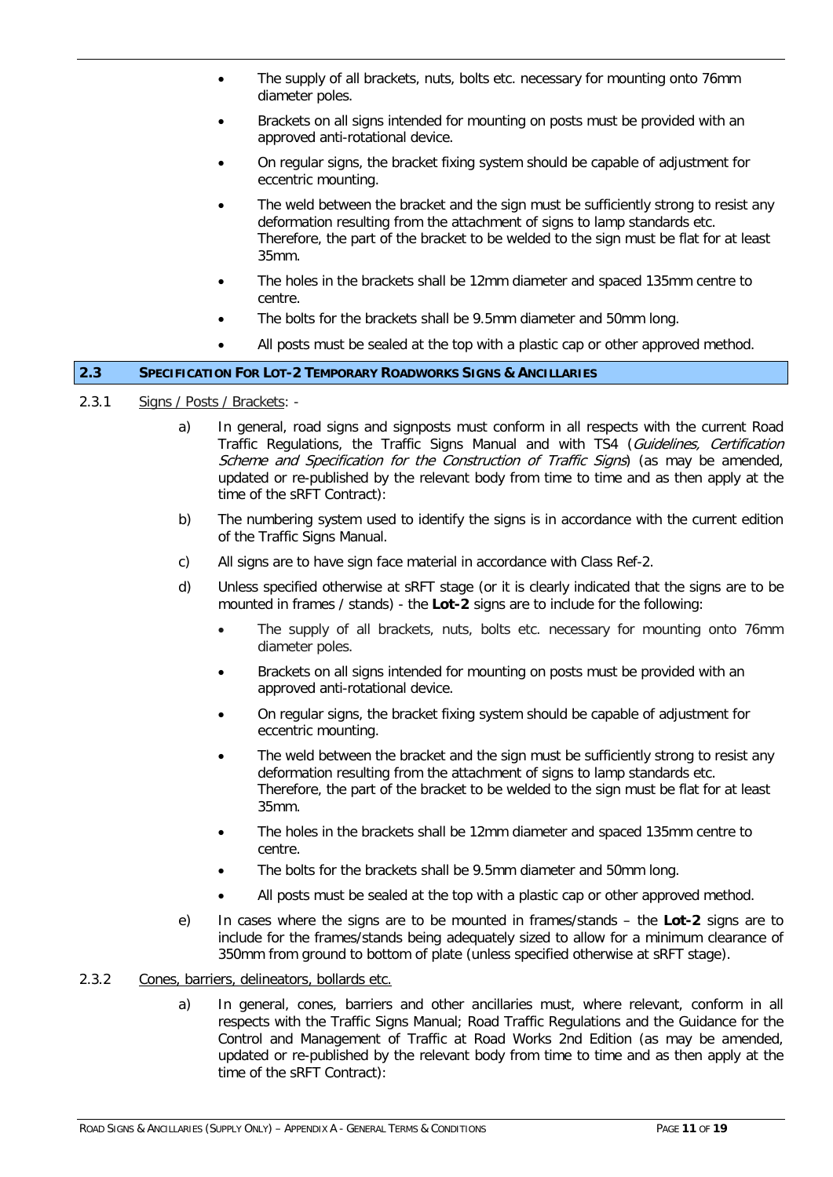- The supply of all brackets, nuts, bolts etc. necessary for mounting onto 76mm diameter poles.
- Brackets on all signs intended for mounting on posts must be provided with an approved anti-rotational device.
- On regular signs, the bracket fixing system should be capable of adjustment for eccentric mounting.
- The weld between the bracket and the sign must be sufficiently strong to resist any deformation resulting from the attachment of signs to lamp standards etc. Therefore, the part of the bracket to be welded to the sign must be flat for at least 35mm.
- The holes in the brackets shall be 12mm diameter and spaced 135mm centre to centre.
- The bolts for the brackets shall be 9.5mm diameter and 50mm long.
- All posts must be sealed at the top with a plastic cap or other approved method.

## 2.3 SPECIFICATION FOR LOT-2 TEMPORARY ROADWORKS SIGNS & ANCILLARIES

2.3.1 Signs / Posts / Brackets: -

a) In general, road signs and signposts must conform in all respects with the current Road Traffic Regulations, the Traffic Signs Manual and with TS4 (*Guidelines, Certification Scheme and Specification for the Construction of Traffic Signs*) (as may be amended, updated or re-published by the relevant body from time to time and as then apply at the time of the sRFT Contract):

b) The numbering system used to identify the signs is in accordance with the current edition of the Traffic Signs Manual.

c) All signs are to have sign face material in accordance with Class Ref-2.

d) Unless specified otherwise at sRFT stage (or it is clearly indicated that the signs are to be mounted in frames / stands) - the **Lot-2** signs are to include for the following:

- The supply of all brackets, nuts, bolts etc. necessary for mounting onto 76mm diameter poles.
- Brackets on all signs intended for mounting on posts must be provided with an approved anti-rotational device.
- On regular signs, the bracket fixing system should be capable of adjustment for eccentric mounting.
- The weld between the bracket and the sign must be sufficiently strong to resist any deformation resulting from the attachment of signs to lamp standards etc. Therefore, the part of the bracket to be welded to the sign must be flat for at least 35mm.
- The holes in the brackets shall be 12mm diameter and spaced 135mm centre to centre.
- The bolts for the brackets shall be 9.5mm diameter and 50mm long.
- All posts must be sealed at the top with a plastic cap or other approved method.

e) In cases where the signs are to be mounted in frames/stands – the **Lot-2** signs are to include for the frames/stands being adequately sized to allow for a minimum clearance of 350mm from ground to bottom of plate (unless specified otherwise at sRFT stage).

2.3.2 Cones, barriers, delineators, bollards etc.

a) In general, cones, barriers and other ancillaries must, where relevant, conform in all respects with the Traffic Signs Manual; Road Traffic Regulations and the Guidance for the Control and Management of Traffic at Road Works 2nd Edition (as may be amended, updated or re-published by the relevant body from time to time and as then apply at the time of the sRFT Contract):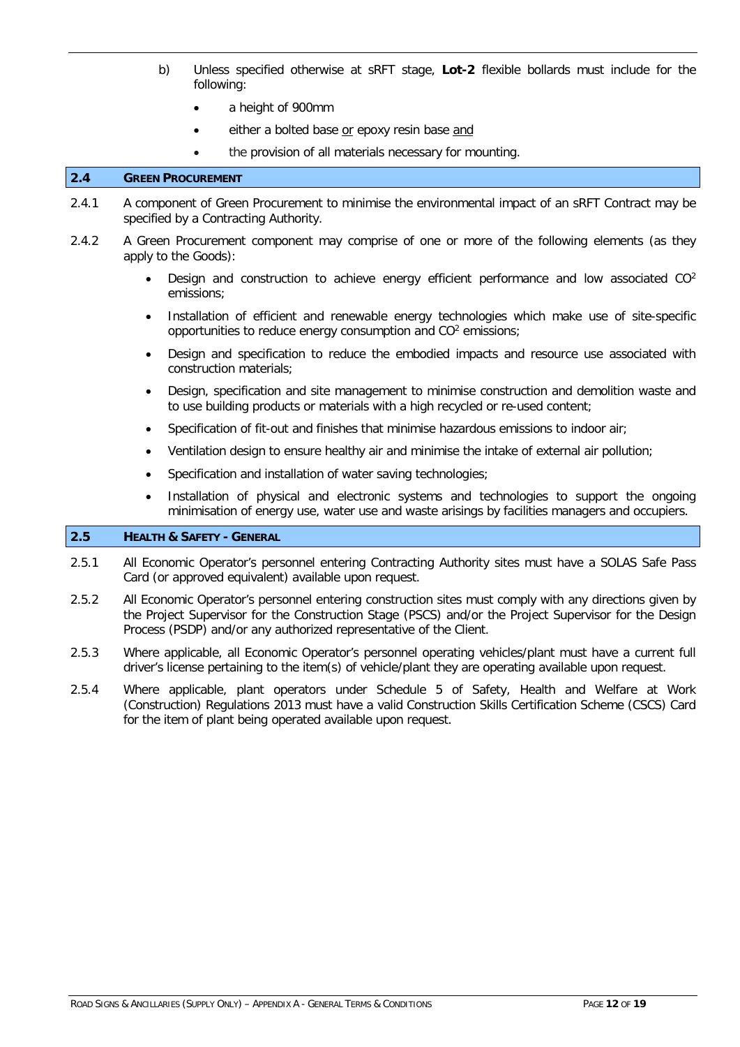b) Unless specified otherwise at sRFT stage, **Lot-2** flexible bollards must include for the following:

- a height of 900mm
- either a bolted base <u>or</u> epoxy resin base <u>and</u>
- the provision of all materials necessary for mounting.

## 2.4 GREEN PROCUREMENT

2.4.1 A component of Green Procurement to minimise the environmental impact of an sRFT Contract may be specified by a Contracting Authority.

2.4.2 A Green Procurement component may comprise of one or more of the following elements (as they apply to the Goods):

- Design and construction to achieve energy efficient performance and low associated $CO^2$ emissions;
- Installation of efficient and renewable energy technologies which make use of site-specific opportunities to reduce energy consumption and $CO^2$ emissions;
- Design and specification to reduce the embodied impacts and resource use associated with construction materials;
- Design, specification and site management to minimise construction and demolition waste and to use building products or materials with a high recycled or re-used content;
- Specification of fit-out and finishes that minimise hazardous emissions to indoor air;
- Ventilation design to ensure healthy air and minimise the intake of external air pollution;
- Specification and installation of water saving technologies;
- Installation of physical and electronic systems and technologies to support the ongoing minimisation of energy use, water use and waste arisings by facilities managers and occupiers.

## 2.5 HEALTH & SAFETY - GENERAL

2.5.1 All Economic Operator's personnel entering Contracting Authority sites must have a SOLAS Safe Pass Card (or approved equivalent) available upon request.

2.5.2 All Economic Operator's personnel entering construction sites must comply with any directions given by the Project Supervisor for the Construction Stage (PSCS) and/or the Project Supervisor for the Design Process (PSDP) and/or any authorized representative of the Client.

2.5.3 Where applicable, all Economic Operator's personnel operating vehicles/plant must have a current full driver's license pertaining to the item(s) of vehicle/plant they are operating available upon request.

2.5.4 Where applicable, plant operators under Schedule 5 of Safety, Health and Welfare at Work (Construction) Regulations 2013 must have a valid Construction Skills Certification Scheme (CSCS) Card for the item of plant being operated available upon request.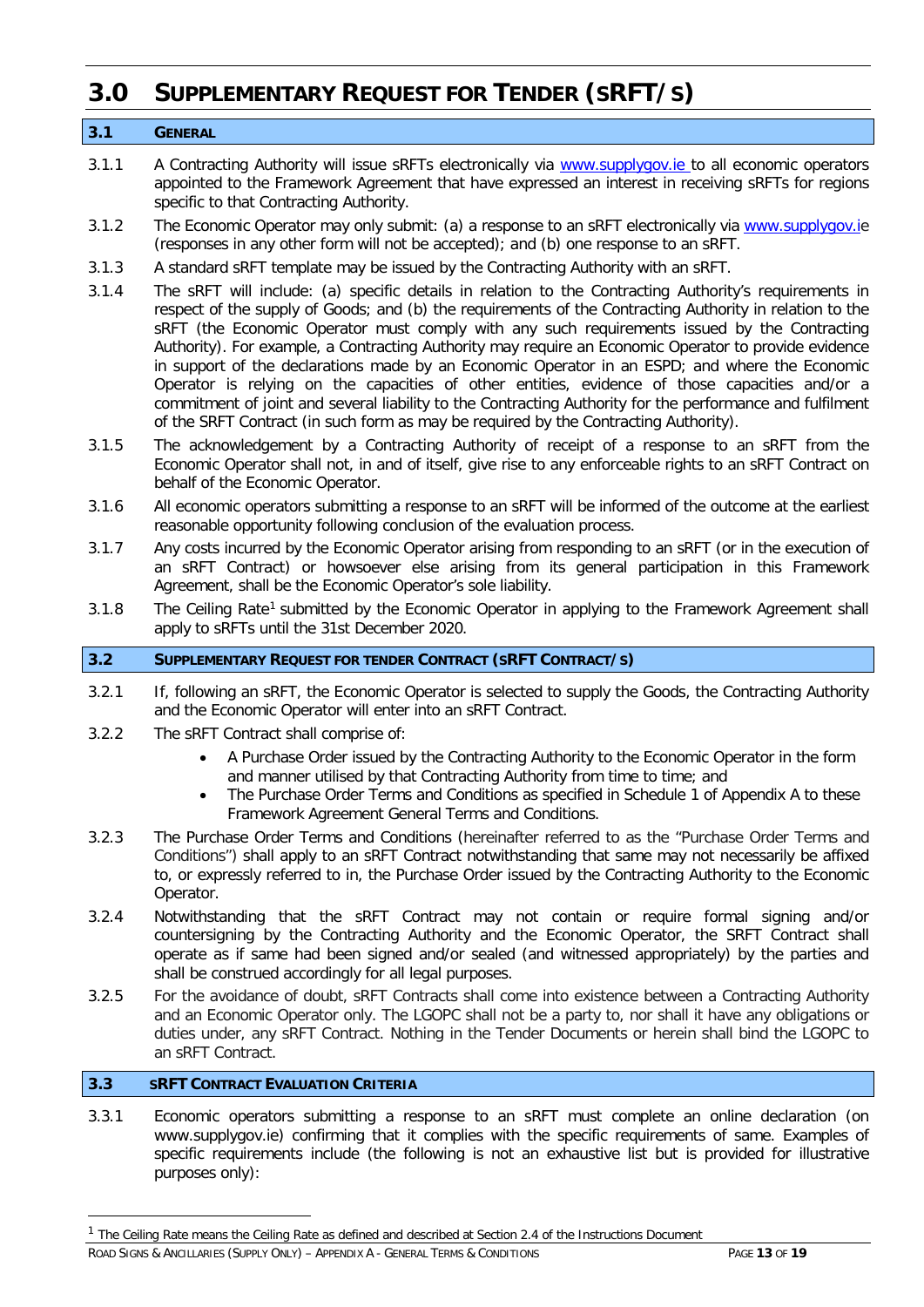# 3.0 SUPPLEMENTARY REQUEST FOR TENDER (SRFT/S)

## 3.1 GENERAL

3.1.1 A Contracting Authority will issue sRFTs electronically via www.supplygov.ie to all economic operators appointed to the Framework Agreement that have expressed an interest in receiving sRFTs for regions specific to that Contracting Authority.

3.1.2 The Economic Operator may only submit: (a) a response to an sRFT electronically via www.supplygov.ie (responses in any other form will not be accepted); and (b) one response to an sRFT.

3.1.3 A standard sRFT template may be issued by the Contracting Authority with an sRFT.

3.1.4 The sRFT will include: (a) specific details in relation to the Contracting Authority's requirements in respect of the supply of Goods; and (b) the requirements of the Contracting Authority in relation to the sRFT (the Economic Operator must comply with any such requirements issued by the Contracting Authority). For example, a Contracting Authority may require an Economic Operator to provide evidence in support of the declarations made by an Economic Operator in an ESPD; and where the Economic Operator is relying on the capacities of other entities, evidence of those capacities and/or a commitment of joint and several liability to the Contracting Authority for the performance and fulfilment of the SRFT Contract (in such form as may be required by the Contracting Authority).

3.1.5 The acknowledgement by a Contracting Authority of receipt of a response to an sRFT from the Economic Operator shall not, in and of itself, give rise to any enforceable rights to an sRFT Contract on behalf of the Economic Operator.

3.1.6 All economic operators submitting a response to an sRFT will be informed of the outcome at the earliest reasonable opportunity following conclusion of the evaluation process.

3.1.7 Any costs incurred by the Economic Operator arising from responding to an sRFT (or in the execution of an sRFT Contract) or howsoever else arising from its general participation in this Framework Agreement, shall be the Economic Operator's sole liability.

3.1.8 The Ceiling Rate[1] submitted by the Economic Operator in applying to the Framework Agreement shall apply to sRFTs until the 31st December 2020.

## 3.2 SUPPLEMENTARY REQUEST FOR TENDER CONTRACT (SRFT CONTRACT/S)

3.2.1 If, following an sRFT, the Economic Operator is selected to supply the Goods, the Contracting Authority and the Economic Operator will enter into an sRFT Contract.

3.2.2 The sRFT Contract shall comprise of:

- A Purchase Order issued by the Contracting Authority to the Economic Operator in the form and manner utilised by that Contracting Authority from time to time; and
- The Purchase Order Terms and Conditions as specified in Schedule 1 of Appendix A to these Framework Agreement General Terms and Conditions.

3.2.3 The Purchase Order Terms and Conditions (hereinafter referred to as the "Purchase Order Terms and Conditions") shall apply to an sRFT Contract notwithstanding that same may not necessarily be affixed to, or expressly referred to in, the Purchase Order issued by the Contracting Authority to the Economic Operator.

3.2.4 Notwithstanding that the sRFT Contract may not contain or require formal signing and/or countersigning by the Contracting Authority and the Economic Operator, the SRFT Contract shall operate as if same had been signed and/or sealed (and witnessed appropriately) by the parties and shall be construed accordingly for all legal purposes.

3.2.5 For the avoidance of doubt, sRFT Contracts shall come into existence between a Contracting Authority and an Economic Operator only. The LGOPC shall not be a party to, nor shall it have any obligations or duties under, any sRFT Contract. Nothing in the Tender Documents or herein shall bind the LGOPC to an sRFT Contract.

## 3.3 SRFT CONTRACT EVALUATION CRITERIA

3.3.1 Economic operators submitting a response to an sRFT must complete an online declaration (on www.supplygov.ie) confirming that it complies with the specific requirements of same. Examples of specific requirements include (the following is not an exhaustive list but is provided for illustrative purposes only):

---

[1] The Ceiling Rate means the Ceiling Rate as defined and described at Section 2.4 of the Instructions Document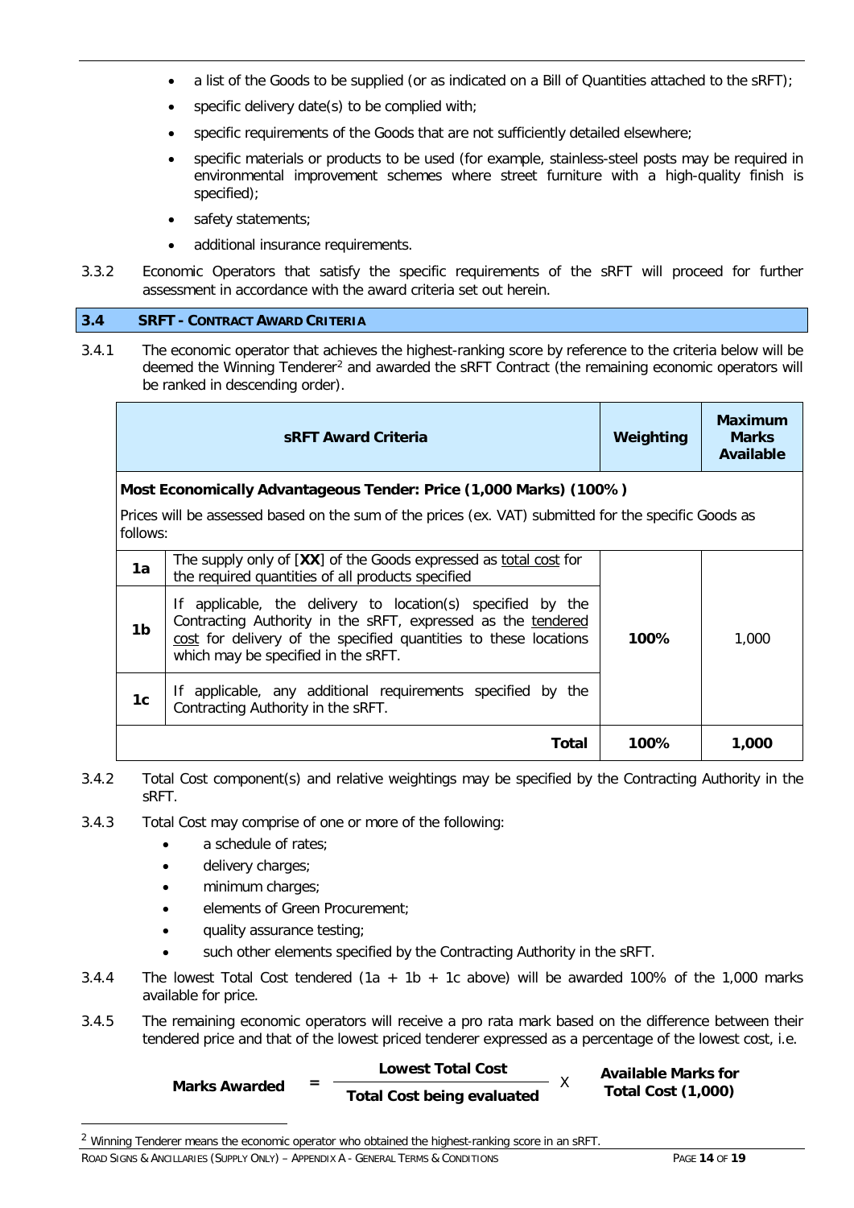- a list of the Goods to be supplied (or as indicated on a Bill of Quantities attached to the sRFT);
- specific delivery date(s) to be complied with;
- specific requirements of the Goods that are not sufficiently detailed elsewhere;
- specific materials or products to be used (for example, stainless-steel posts may be required in environmental improvement schemes where street furniture with a high-quality finish is specified);
- safety statements;
- additional insurance requirements.

3.3.2 Economic Operators that satisfy the specific requirements of the sRFT will proceed for further assessment in accordance with the award criteria set out herein.

## 3.4 SRFT - CONTRACT AWARD CRITERIA

3.4.1 The economic operator that achieves the highest-ranking score by reference to the criteria below will be deemed the Winning Tenderer[2] and awarded the sRFT Contract (the remaining economic operators will be ranked in descending order).

| | sRFT Award Criteria | Weighting | Maximum Marks Available |
|---|---|---|---|
| | **Most Economically Advantageous Tender: Price (1,000 Marks) (100%)** Prices will be assessed based on the sum of the prices (ex. VAT) submitted for the specific Goods as follows: | | |
| **1a** | The supply only of [**XX**] of the Goods expressed as total cost for the required quantities of all products specified | 100% | 1,000 |
| **1b** | If applicable, the delivery to location(s) specified by the Contracting Authority in the sRFT, expressed as the tendered cost for delivery of the specified quantities to these locations which may be specified in the sRFT. | | |
| **1c** | If applicable, any additional requirements specified by the Contracting Authority in the sRFT. | | |
| | **Total** | **100%** | **1,000** |

3.4.2 Total Cost component(s) and relative weightings may be specified by the Contracting Authority in the sRFT.

3.4.3 Total Cost may comprise of one or more of the following:

- a schedule of rates;
- delivery charges;
- minimum charges;
- elements of Green Procurement;
- quality assurance testing;
- such other elements specified by the Contracting Authority in the sRFT.

3.4.4 The lowest Total Cost tendered (1a + 1b + 1c above) will be awarded 100% of the 1,000 marks available for price.

3.4.5 The remaining economic operators will receive a pro rata mark based on the difference between their tendered price and that of the lowest priced tenderer expressed as a percentage of the lowest cost, i.e.

$$\textbf{Marks Awarded} = \frac{\textbf{Lowest Total Cost}}{\textbf{Total Cost being evaluated}} \times \textbf{Available Marks for Total Cost (1,000)}$$

[2] Winning Tenderer means the economic operator who obtained the highest-ranking score in an sRFT.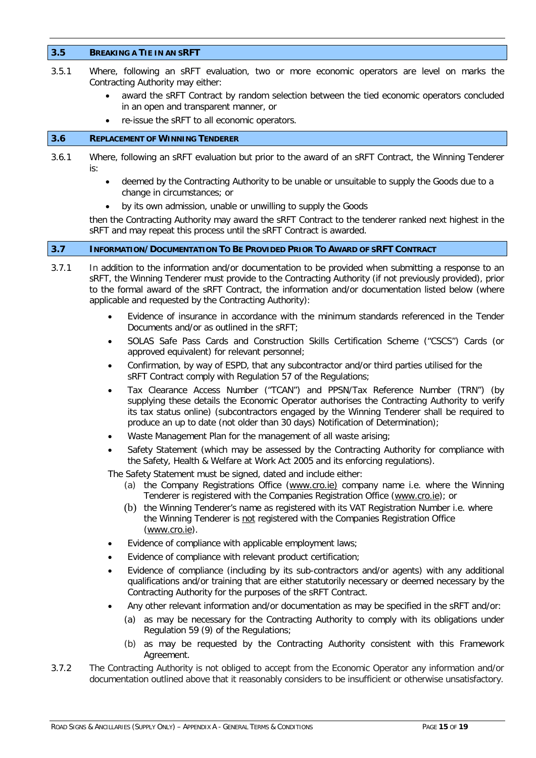## 3.5 BREAKING A TIE IN AN sRFT

3.5.1 Where, following an sRFT evaluation, two or more economic operators are level on marks the Contracting Authority may either:

- award the sRFT Contract by random selection between the tied economic operators concluded in an open and transparent manner, or
- re-issue the sRFT to all economic operators.

## 3.6 REPLACEMENT OF WINNING TENDERER

3.6.1 Where, following an sRFT evaluation but prior to the award of an sRFT Contract, the Winning Tenderer is:

- deemed by the Contracting Authority to be unable or unsuitable to supply the Goods due to a change in circumstances; or
- by its own admission, unable or unwilling to supply the Goods

then the Contracting Authority may award the sRFT Contract to the tenderer ranked next highest in the sRFT and may repeat this process until the sRFT Contract is awarded.

## 3.7 INFORMATION/DOCUMENTATION TO BE PROVIDED PRIOR TO AWARD OF sRFT CONTRACT

3.7.1 In addition to the information and/or documentation to be provided when submitting a response to an sRFT, the Winning Tenderer must provide to the Contracting Authority (if not previously provided), prior to the formal award of the sRFT Contract, the information and/or documentation listed below (where applicable and requested by the Contracting Authority):

- Evidence of insurance in accordance with the minimum standards referenced in the Tender Documents and/or as outlined in the sRFT;
- SOLAS Safe Pass Cards and Construction Skills Certification Scheme ("CSCS") Cards (or approved equivalent) for relevant personnel;
- Confirmation, by way of ESPD, that any subcontractor and/or third parties utilised for the sRFT Contract comply with Regulation 57 of the Regulations;
- Tax Clearance Access Number ("TCAN") and PPSN/Tax Reference Number (TRN") (by supplying these details the Economic Operator authorises the Contracting Authority to verify its tax status online) (subcontractors engaged by the Winning Tenderer shall be required to produce an up to date (not older than 30 days) Notification of Determination);
- Waste Management Plan for the management of all waste arising;
- Safety Statement (which may be assessed by the Contracting Authority for compliance with the Safety, Health & Welfare at Work Act 2005 and its enforcing regulations).

  The Safety Statement must be signed, dated and include either:

  (a) the Company Registrations Office (www.cro.ie) company name i.e. where the Winning Tenderer is registered with the Companies Registration Office (www.cro.ie); or

  (b) the Winning Tenderer's name as registered with its VAT Registration Number i.e. where the Winning Tenderer is not registered with the Companies Registration Office (www.cro.ie).
- Evidence of compliance with applicable employment laws;
- Evidence of compliance with relevant product certification;
- Evidence of compliance (including by its sub-contractors and/or agents) with any additional qualifications and/or training that are either statutorily necessary or deemed necessary by the Contracting Authority for the purposes of the sRFT Contract.
- Any other relevant information and/or documentation as may be specified in the sRFT and/or:

  (a) as may be necessary for the Contracting Authority to comply with its obligations under Regulation 59 (9) of the Regulations;

  (b) as may be requested by the Contracting Authority consistent with this Framework Agreement.

3.7.2 The Contracting Authority is not obliged to accept from the Economic Operator any information and/or documentation outlined above that it reasonably considers to be insufficient or otherwise unsatisfactory.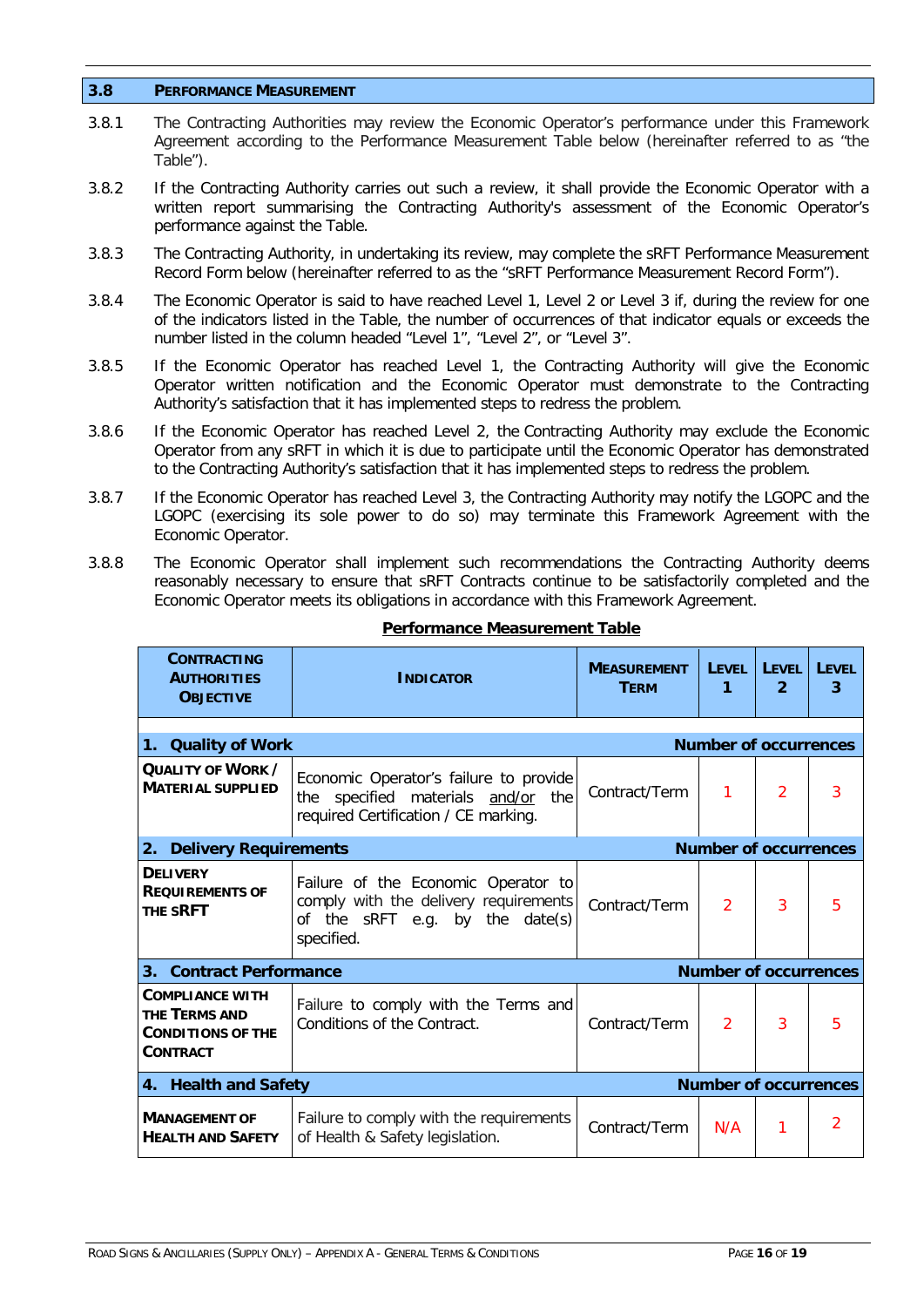## 3.8 PERFORMANCE MEASUREMENT

3.8.1 The Contracting Authorities may review the Economic Operator's performance under this Framework Agreement according to the Performance Measurement Table below (hereinafter referred to as "the Table").

3.8.2 If the Contracting Authority carries out such a review, it shall provide the Economic Operator with a written report summarising the Contracting Authority's assessment of the Economic Operator's performance against the Table.

3.8.3 The Contracting Authority, in undertaking its review, may complete the sRFT Performance Measurement Record Form below (hereinafter referred to as the "sRFT Performance Measurement Record Form").

3.8.4 The Economic Operator is said to have reached Level 1, Level 2 or Level 3 if, during the review for one of the indicators listed in the Table, the number of occurrences of that indicator equals or exceeds the number listed in the column headed "Level 1", "Level 2", or "Level 3".

3.8.5 If the Economic Operator has reached Level 1, the Contracting Authority will give the Economic Operator written notification and the Economic Operator must demonstrate to the Contracting Authority's satisfaction that it has implemented steps to redress the problem.

3.8.6 If the Economic Operator has reached Level 2, the Contracting Authority may exclude the Economic Operator from any sRFT in which it is due to participate until the Economic Operator has demonstrated to the Contracting Authority's satisfaction that it has implemented steps to redress the problem.

3.8.7 If the Economic Operator has reached Level 3, the Contracting Authority may notify the LGOPC and the LGOPC (exercising its sole power to do so) may terminate this Framework Agreement with the Economic Operator.

3.8.8 The Economic Operator shall implement such recommendations the Contracting Authority deems reasonably necessary to ensure that sRFT Contracts continue to be satisfactorily completed and the Economic Operator meets its obligations in accordance with this Framework Agreement.

**Performance Measurement Table**

| CONTRACTING AUTHORITIES OBJECTIVE | INDICATOR | MEASUREMENT TERM | LEVEL 1 | LEVEL 2 | LEVEL 3 |
|---|---|---|---|---|---|
| **1. Quality of Work** | | | **Number of occurrences** | | |
| QUALITY OF WORK / MATERIAL SUPPLIED | Economic Operator's failure to provide the specified materials and/or the required Certification / CE marking. | Contract/Term | 1 | 2 | 3 |
| **2. Delivery Requirements** | | | **Number of occurrences** | | |
| DELIVERY REQUIREMENTS OF THE sRFT | Failure of the Economic Operator to comply with the delivery requirements of the sRFT e.g. by the date(s) specified. | Contract/Term | 2 | 3 | 5 |
| **3. Contract Performance** | | | **Number of occurrences** | | |
| COMPLIANCE WITH THE TERMS AND CONDITIONS OF THE CONTRACT | Failure to comply with the Terms and Conditions of the Contract. | Contract/Term | 2 | 3 | 5 |
| **4. Health and Safety** | | | **Number of occurrences** | | |
| MANAGEMENT OF HEALTH AND SAFETY | Failure to comply with the requirements of Health & Safety legislation. | Contract/Term | N/A | 1 | 2 |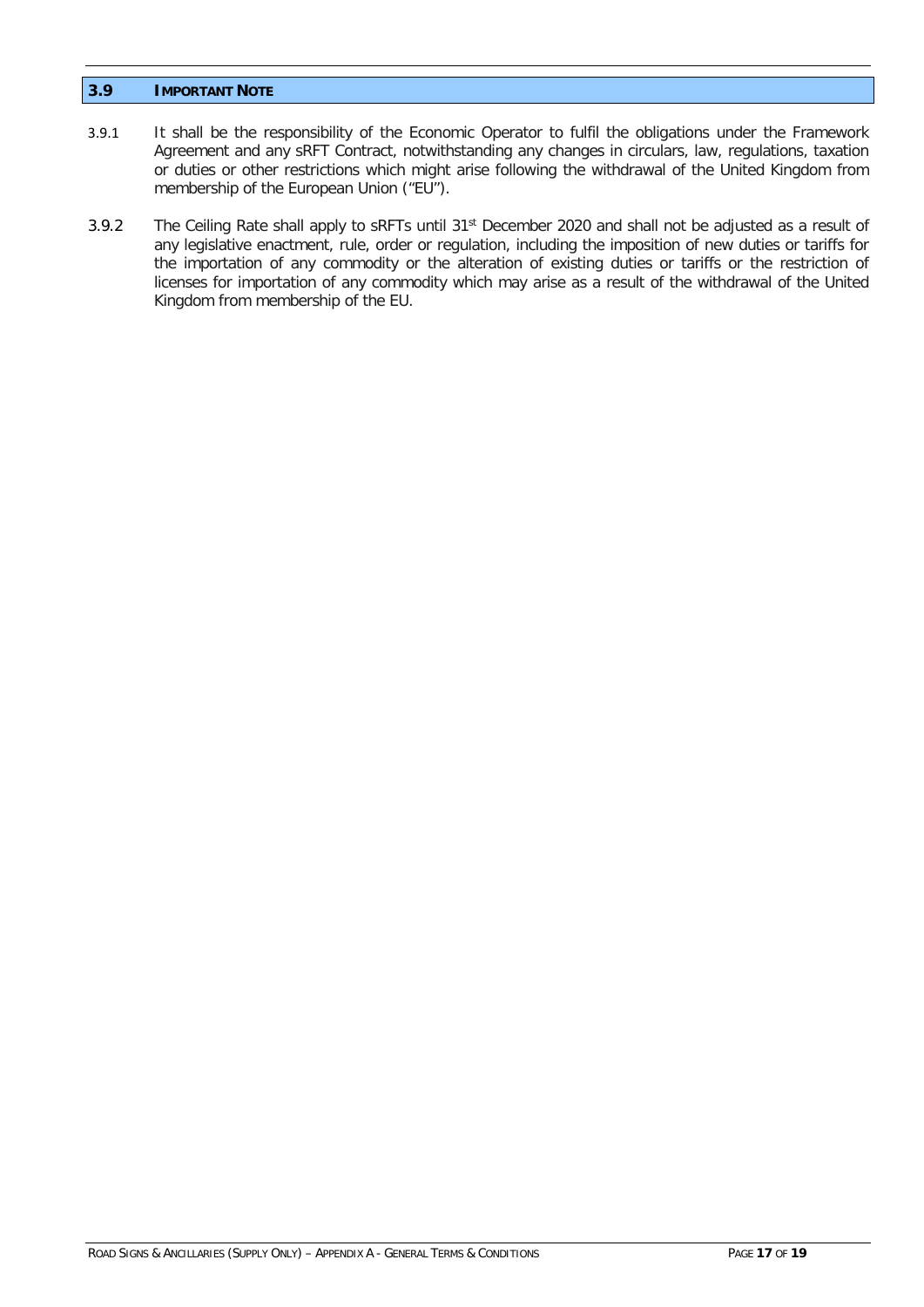## 3.9 IMPORTANT NOTE

3.9.1 It shall be the responsibility of the Economic Operator to fulfil the obligations under the Framework Agreement and any sRFT Contract, notwithstanding any changes in circulars, law, regulations, taxation or duties or other restrictions which might arise following the withdrawal of the United Kingdom from membership of the European Union ("EU").

3.9.2 The Ceiling Rate shall apply to sRFTs until 31st December 2020 and shall not be adjusted as a result of any legislative enactment, rule, order or regulation, including the imposition of new duties or tariffs for the importation of any commodity or the alteration of existing duties or tariffs or the restriction of licenses for importation of any commodity which may arise as a result of the withdrawal of the United Kingdom from membership of the EU.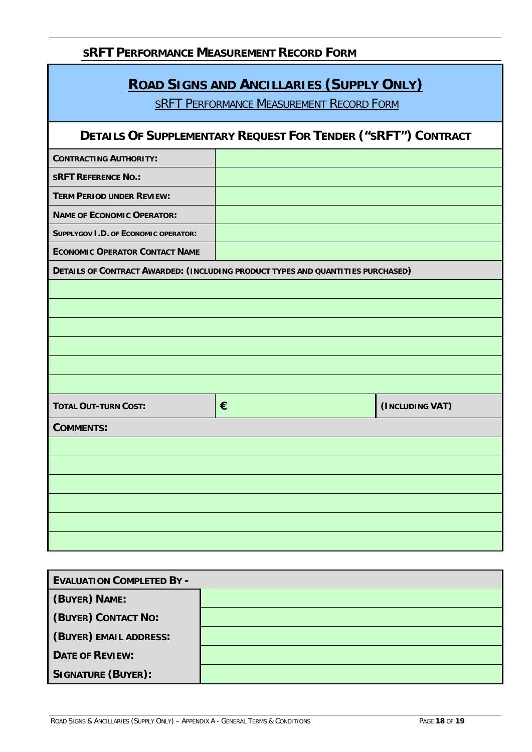## sRFT Performance Measurement Record Form

# Road Signs and Ancillaries (Supply Only)

sRFT Performance Measurement Record Form

## Details Of Supplementary Request For Tender ("sRFT") Contract

| | | |
|---|---|---|
| **Contracting Authority:** | | |
| **sRFT Reference No.:** | | |
| **Term Period under Review:** | | |
| **Name of Economic Operator:** | | |
| **SupplyGov I.D. of Economic operator:** | | |
| **Economic Operator Contact Name** | | |
| **Details of Contract Awarded: (including product types and quantities purchased)** | | |
| | | |
| | | |
| | | |
| | | |
| | | |
| | | |
| **Total Out-turn Cost:** | **€** | **(Including VAT)** |
| **Comments:** | | |
| | | |
| | | |
| | | |
| | | |
| | | |
| | | |

| | |
|---|---|
| **Evaluation Completed By -** | |
| **(Buyer) Name:** | |
| **(Buyer) Contact No:** | |
| **(Buyer) email address:** | |
| **Date of Review:** | |
| **Signature (Buyer):** | |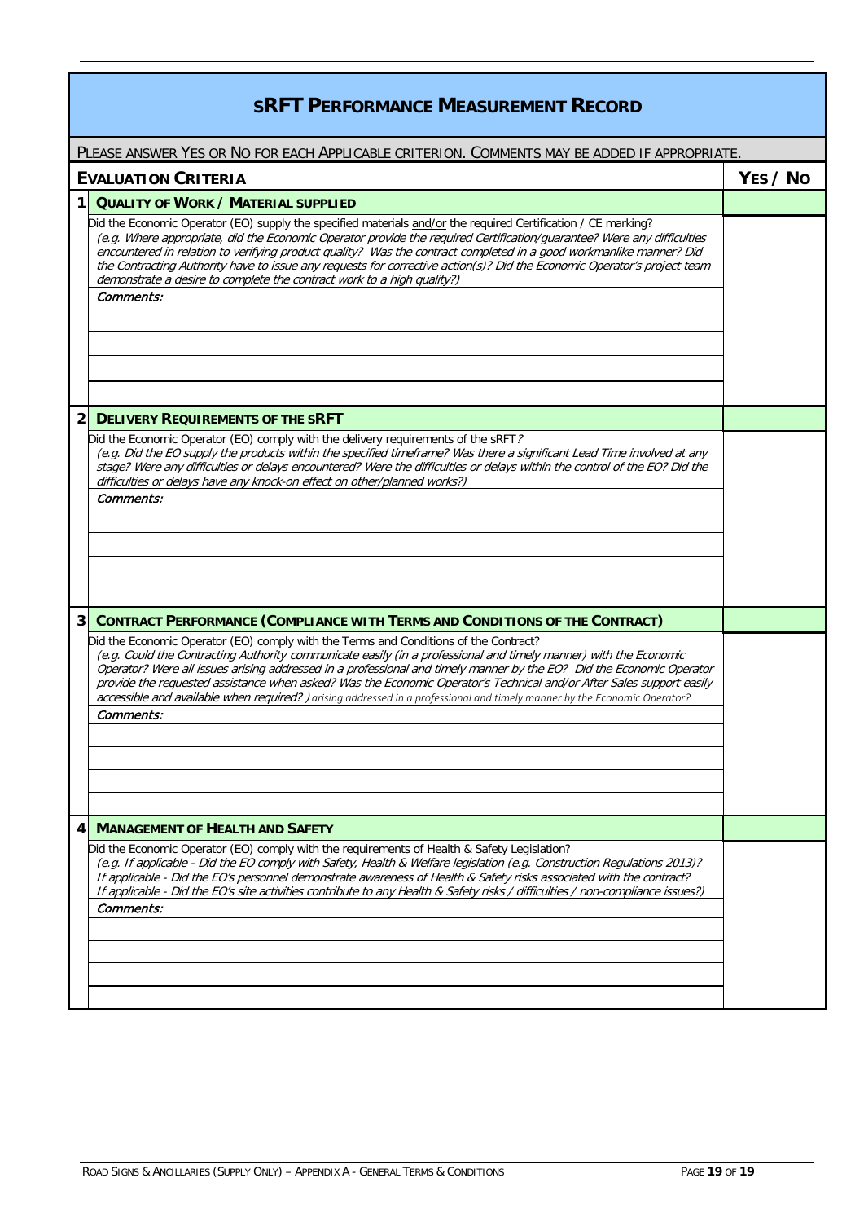# SRFT PERFORMANCE MEASUREMENT RECORD

PLEASE ANSWER YES OR NO FOR EACH APPLICABLE CRITERION. COMMENTS MAY BE ADDED IF APPROPRIATE.

| | EVALUATION CRITERIA | YES / NO |
|---|---|---|
| 1 | **QUALITY OF WORK / MATERIAL SUPPLIED** | |
| | Did the Economic Operator (EO) supply the specified materials and/or the required Certification / CE marking? *(e.g. Where appropriate, did the Economic Operator provide the required Certification/guarantee? Were any difficulties encountered in relation to verifying product quality? Was the contract completed in a good workmanlike manner? Did the Contracting Authority have to issue any requests for corrective action(s)? Did the Economic Operator's project team demonstrate a desire to complete the contract work to a high quality?)* | |
| | ***Comments:*** | |
| | | |
| | | |
| | | |
| | | |
| 2 | **DELIVERY REQUIREMENTS OF THE SRFT** | |
| | Did the Economic Operator (EO) comply with the delivery requirements of the sRFT*?* *(e.g. Did the EO supply the products within the specified timeframe? Was there a significant Lead Time involved at any stage? Were any difficulties or delays encountered? Were the difficulties or delays within the control of the EO? Did the difficulties or delays have any knock-on effect on other/planned works?)* | |
| | ***Comments:*** | |
| | | |
| | | |
| | | |
| | | |
| 3 | **CONTRACT PERFORMANCE (COMPLIANCE WITH TERMS AND CONDITIONS OF THE CONTRACT)** | |
| | Did the Economic Operator (EO) comply with the Terms and Conditions of the Contract? *(e.g. Could the Contracting Authority communicate easily (in a professional and timely manner) with the Economic Operator? Were all issues arising addressed in a professional and timely manner by the EO? Did the Economic Operator provide the requested assistance when asked? Was the Economic Operator's Technical and/or After Sales support easily accessible and available when required? )* *arising addressed in a professional and timely manner by the Economic Operator?* | |
| | ***Comments:*** | |
| | | |
| | | |
| | | |
| | | |
| 4 | **MANAGEMENT OF HEALTH AND SAFETY** | |
| | Did the Economic Operator (EO) comply with the requirements of Health & Safety Legislation? *(e.g. If applicable - Did the EO comply with Safety, Health & Welfare legislation (e.g. Construction Regulations 2013)? If applicable - Did the EO's personnel demonstrate awareness of Health & Safety risks associated with the contract? If applicable - Did the EO's site activities contribute to any Health & Safety risks / difficulties / non-compliance issues?)* | |
| | ***Comments:*** | |
| | | |
| | | |
| | | |
| | | |